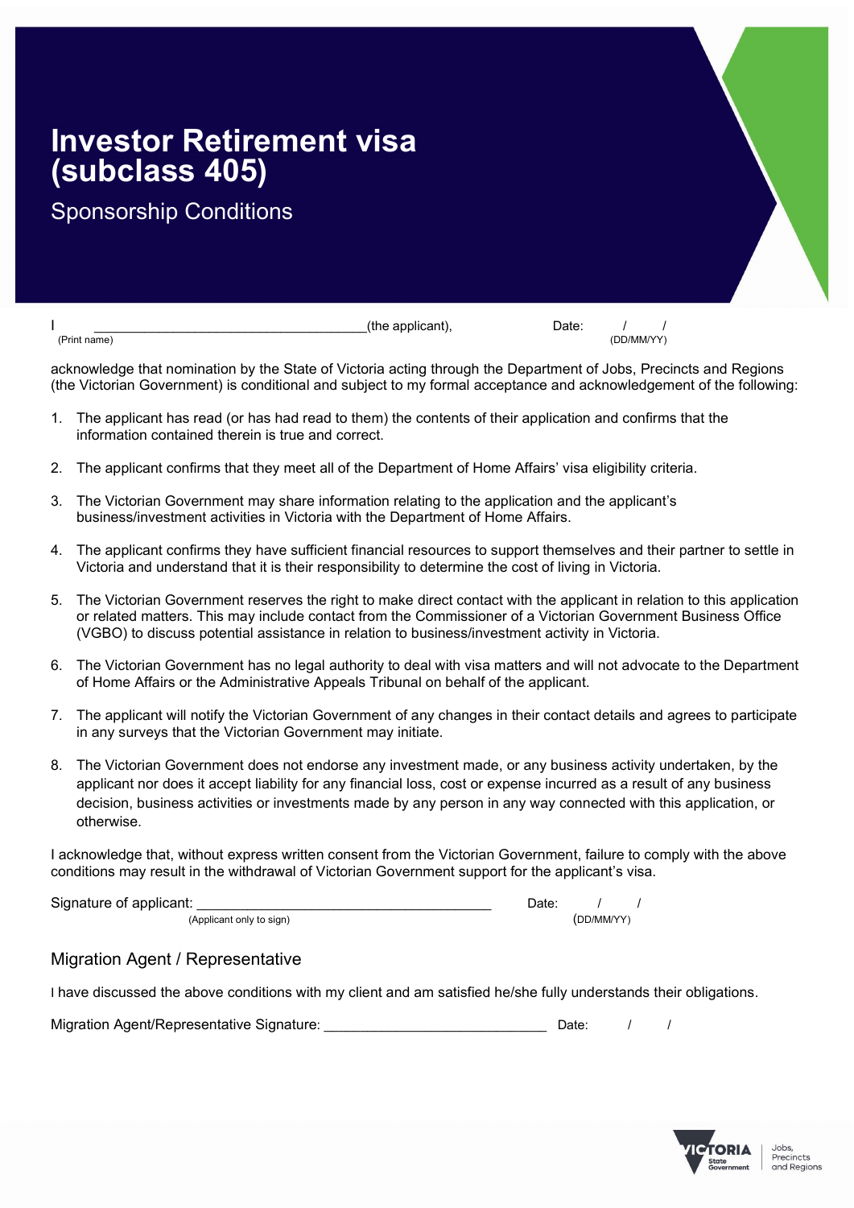# Investor Retirement visa (subclass 405)

## Sponsorship Conditions

I ____________________________________(the applicant), Date: / /
(Print name) (DD/MM/YY)

acknowledge that nomination by the State of Victoria acting through the Department of Jobs, Precincts and Regions (the Victorian Government) is conditional and subject to my formal acceptance and acknowledgement of the following:

1. The applicant has read (or has had read to them) the contents of their application and confirms that the information contained therein is true and correct.

2. The applicant confirms that they meet all of the Department of Home Affairs' visa eligibility criteria.

3. The Victorian Government may share information relating to the application and the applicant's business/investment activities in Victoria with the Department of Home Affairs.

4. The applicant confirms they have sufficient financial resources to support themselves and their partner to settle in Victoria and understand that it is their responsibility to determine the cost of living in Victoria.

5. The Victorian Government reserves the right to make direct contact with the applicant in relation to this application or related matters. This may include contact from the Commissioner of a Victorian Government Business Office (VGBO) to discuss potential assistance in relation to business/investment activity in Victoria.

6. The Victorian Government has no legal authority to deal with visa matters and will not advocate to the Department of Home Affairs or the Administrative Appeals Tribunal on behalf of the applicant.

7. The applicant will notify the Victorian Government of any changes in their contact details and agrees to participate in any surveys that the Victorian Government may initiate.

8. The Victorian Government does not endorse any investment made, or any business activity undertaken, by the applicant nor does it accept liability for any financial loss, cost or expense incurred as a result of any business decision, business activities or investments made by any person in any way connected with this application, or otherwise.

I acknowledge that, without express written consent from the Victorian Government, failure to comply with the above conditions may result in the withdrawal of Victorian Government support for the applicant's visa.

Signature of applicant: ______________________________________ Date: / /
(Applicant only to sign) (DD/MM/YY)

## Migration Agent / Representative

I have discussed the above conditions with my client and am satisfied he/she fully understands their obligations.

Migration Agent/Representative Signature: _____________________________ Date: / /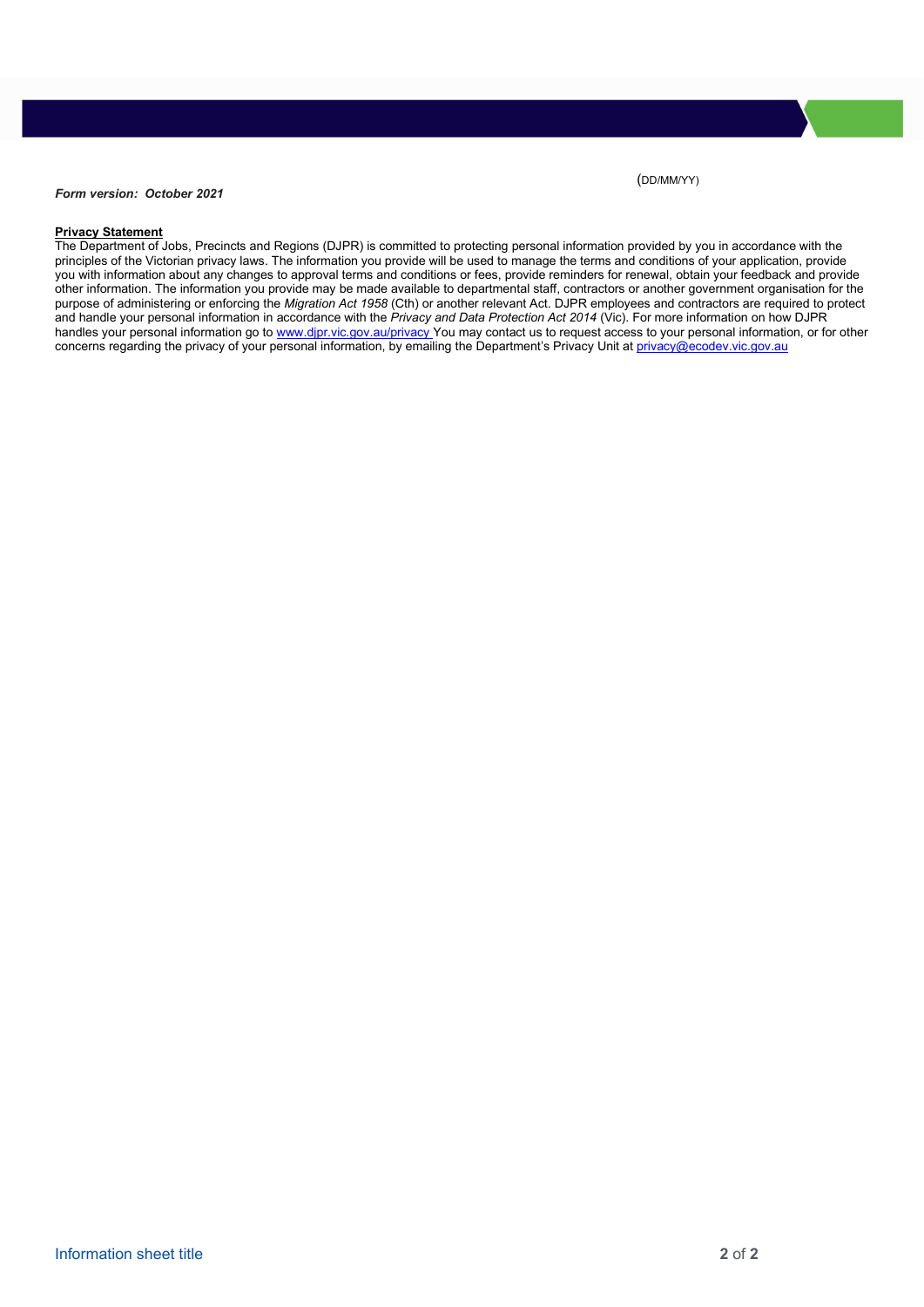(DD/MM/YY)

*Form version: October 2021*

**Privacy Statement**

The Department of Jobs, Precincts and Regions (DJPR) is committed to protecting personal information provided by you in accordance with the principles of the Victorian privacy laws. The information you provide will be used to manage the terms and conditions of your application, provide you with information about any changes to approval terms and conditions or fees, provide reminders for renewal, obtain your feedback and provide other information. The information you provide may be made available to departmental staff, contractors or another government organisation for the purpose of administering or enforcing the *Migration Act 1958* (Cth) or another relevant Act. DJPR employees and contractors are required to protect and handle your personal information in accordance with the *Privacy and Data Protection Act 2014* (Vic). For more information on how DJPR handles your personal information go to www.djpr.vic.gov.au/privacy You may contact us to request access to your personal information, or for other concerns regarding the privacy of your personal information, by emailing the Department's Privacy Unit at privacy@ecodev.vic.gov.au